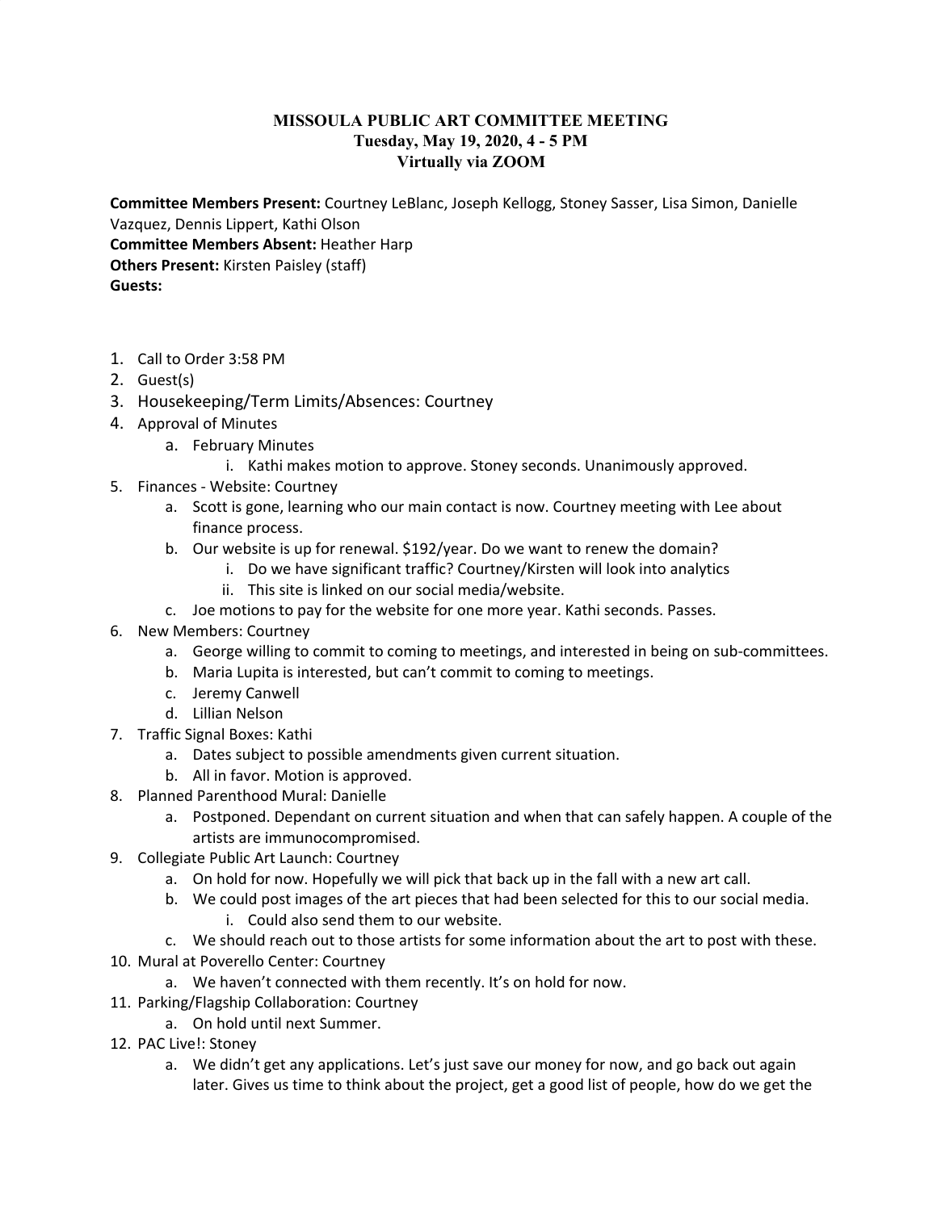# MISSOULA PUBLIC ART COMMITTEE MEETING
## Tuesday, May 19, 2020, 4 - 5 PM
## Virtually via ZOOM

**Committee Members Present:** Courtney LeBlanc, Joseph Kellogg, Stoney Sasser, Lisa Simon, Danielle Vazquez, Dennis Lippert, Kathi Olson
**Committee Members Absent:** Heather Harp
**Others Present:** Kirsten Paisley (staff)
**Guests:**

1. Call to Order 3:58 PM
2. Guest(s)
3. Housekeeping/Term Limits/Absences: Courtney
4. Approval of Minutes
   a. February Minutes
      i. Kathi makes motion to approve. Stoney seconds. Unanimously approved.
5. Finances - Website: Courtney
   a. Scott is gone, learning who our main contact is now. Courtney meeting with Lee about finance process.
   b. Our website is up for renewal. $192/year. Do we want to renew the domain?
      i. Do we have significant traffic? Courtney/Kirsten will look into analytics
      ii. This site is linked on our social media/website.
   c. Joe motions to pay for the website for one more year. Kathi seconds. Passes.
6. New Members: Courtney
   a. George willing to commit to coming to meetings, and interested in being on sub-committees.
   b. Maria Lupita is interested, but can't commit to coming to meetings.
   c. Jeremy Canwell
   d. Lillian Nelson
7. Traffic Signal Boxes: Kathi
   a. Dates subject to possible amendments given current situation.
   b. All in favor. Motion is approved.
8. Planned Parenthood Mural: Danielle
   a. Postponed. Dependant on current situation and when that can safely happen. A couple of the artists are immunocompromised.
9. Collegiate Public Art Launch: Courtney
   a. On hold for now. Hopefully we will pick that back up in the fall with a new art call.
   b. We could post images of the art pieces that had been selected for this to our social media.
      i. Could also send them to our website.
   c. We should reach out to those artists for some information about the art to post with these.
10. Mural at Poverello Center: Courtney
    a. We haven't connected with them recently. It's on hold for now.
11. Parking/Flagship Collaboration: Courtney
    a. On hold until next Summer.
12. PAC Live!: Stoney
    a. We didn't get any applications. Let's just save our money for now, and go back out again later. Gives us time to think about the project, get a good list of people, how do we get the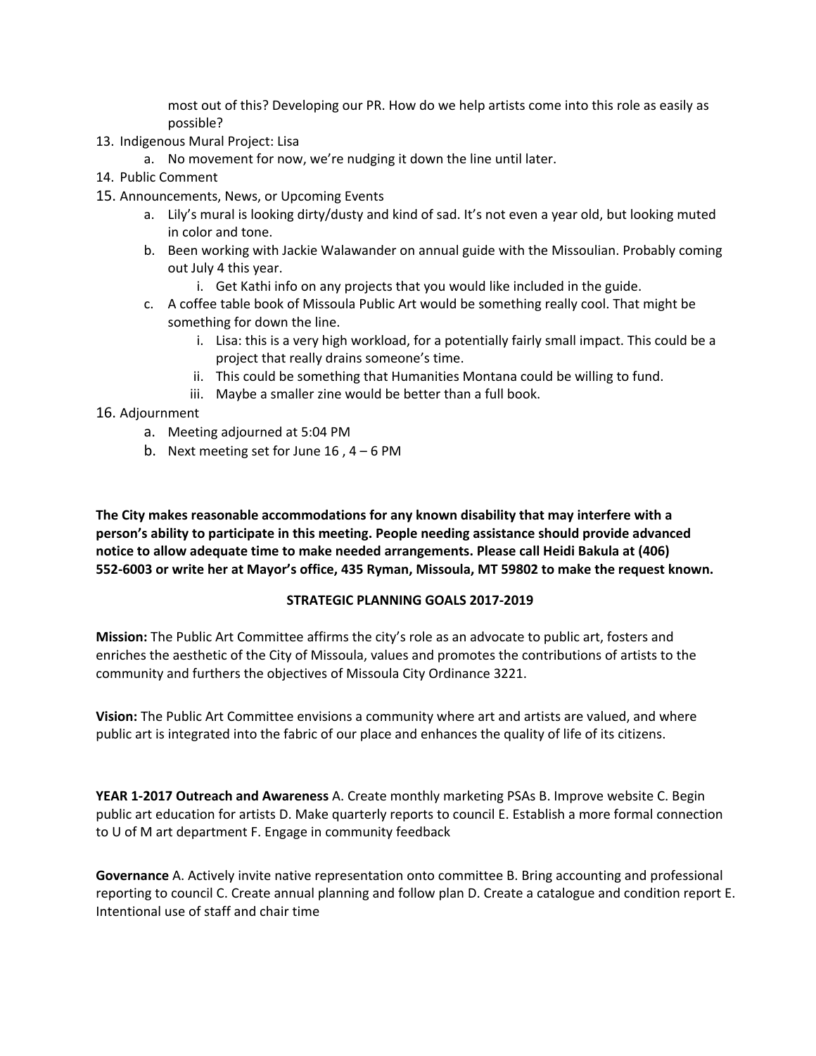most out of this? Developing our PR. How do we help artists come into this role as easily as possible?

13. Indigenous Mural Project: Lisa
    a. No movement for now, we're nudging it down the line until later.
14. Public Comment
15. Announcements, News, or Upcoming Events
    a. Lily's mural is looking dirty/dusty and kind of sad. It's not even a year old, but looking muted in color and tone.
    b. Been working with Jackie Walawander on annual guide with the Missoulian. Probably coming out July 4 this year.
        i. Get Kathi info on any projects that you would like included in the guide.
    c. A coffee table book of Missoula Public Art would be something really cool. That might be something for down the line.
        i. Lisa: this is a very high workload, for a potentially fairly small impact. This could be a project that really drains someone's time.
        ii. This could be something that Humanities Montana could be willing to fund.
        iii. Maybe a smaller zine would be better than a full book.
16. Adjournment
    a. Meeting adjourned at 5:04 PM
    b. Next meeting set for June 16 , 4 – 6 PM

**The City makes reasonable accommodations for any known disability that may interfere with a person's ability to participate in this meeting. People needing assistance should provide advanced notice to allow adequate time to make needed arrangements. Please call Heidi Bakula at (406) 552-6003 or write her at Mayor's office, 435 Ryman, Missoula, MT 59802 to make the request known.**

## STRATEGIC PLANNING GOALS 2017-2019

**Mission:** The Public Art Committee affirms the city's role as an advocate to public art, fosters and enriches the aesthetic of the City of Missoula, values and promotes the contributions of artists to the community and furthers the objectives of Missoula City Ordinance 3221.

**Vision:** The Public Art Committee envisions a community where art and artists are valued, and where public art is integrated into the fabric of our place and enhances the quality of life of its citizens.

**YEAR 1-2017 Outreach and Awareness** A. Create monthly marketing PSAs B. Improve website C. Begin public art education for artists D. Make quarterly reports to council E. Establish a more formal connection to U of M art department F. Engage in community feedback

**Governance** A. Actively invite native representation onto committee B. Bring accounting and professional reporting to council C. Create annual planning and follow plan D. Create a catalogue and condition report E. Intentional use of staff and chair time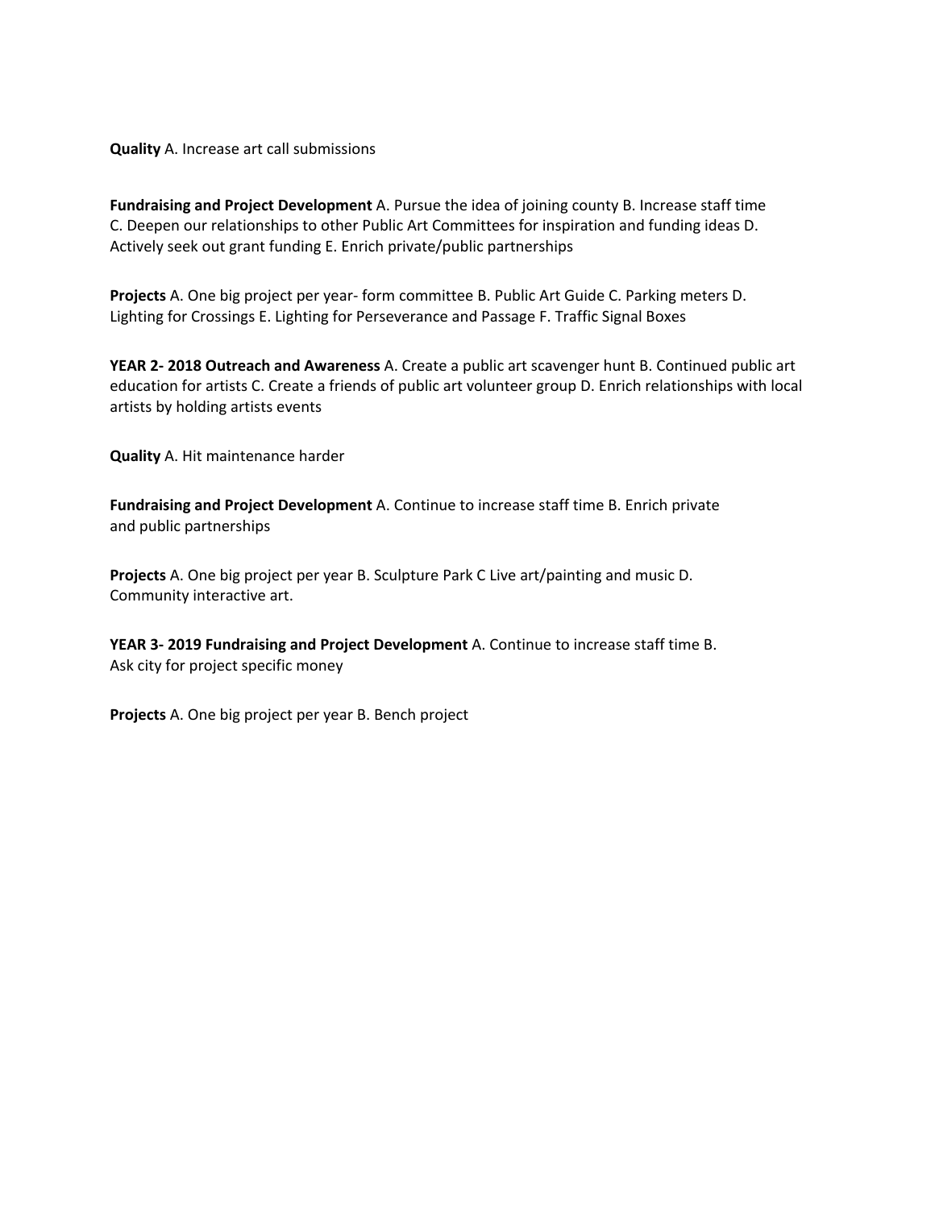**Quality** A. Increase art call submissions

**Fundraising and Project Development** A. Pursue the idea of joining county B. Increase staff time C. Deepen our relationships to other Public Art Committees for inspiration and funding ideas D. Actively seek out grant funding E. Enrich private/public partnerships

**Projects** A. One big project per year- form committee B. Public Art Guide C. Parking meters D. Lighting for Crossings E. Lighting for Perseverance and Passage F. Traffic Signal Boxes

**YEAR 2- 2018 Outreach and Awareness** A. Create a public art scavenger hunt B. Continued public art education for artists C. Create a friends of public art volunteer group D. Enrich relationships with local artists by holding artists events

**Quality** A. Hit maintenance harder

**Fundraising and Project Development** A. Continue to increase staff time B. Enrich private and public partnerships

**Projects** A. One big project per year B. Sculpture Park C Live art/painting and music D. Community interactive art.

**YEAR 3- 2019 Fundraising and Project Development** A. Continue to increase staff time B. Ask city for project specific money

**Projects** A. One big project per year B. Bench project